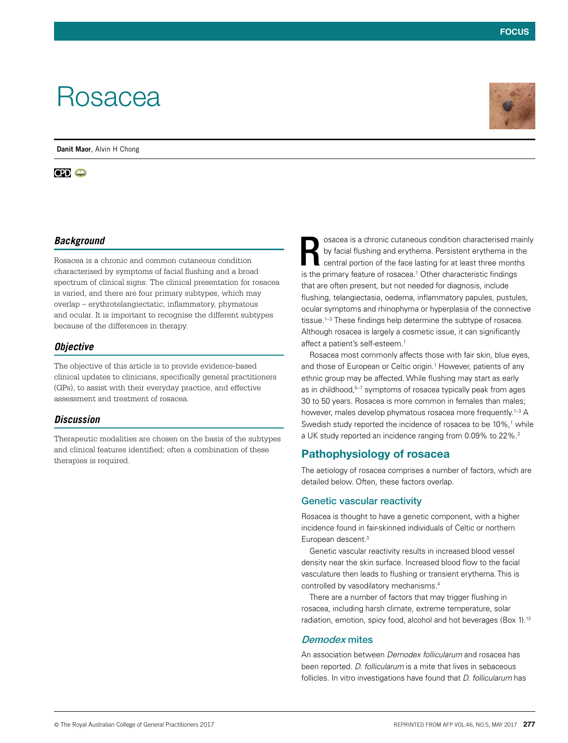# Rosacea

**Danit Maor**, Alvin H Chong

## Background

Rosacea is a chronic and common cutaneous condition characterised by symptoms of facial flushing and a broad spectrum of clinical signs. The clinical presentation for rosacea is varied, and there are four primary subtypes, which may overlap – erythrotelangiectatic, inflammatory, phymatous and ocular. It is important to recognise the different subtypes because of the differences in therapy.

## Objective

The objective of this article is to provide evidence-based clinical updates to clinicians, specifically general practitioners (GPs), to assist with their everyday practice, and effective assessment and treatment of rosacea.

## Discussion

Therapeutic modalities are chosen on the basis of the subtypes and clinical features identified; often a combination of these therapies is required.

Rosacea is a chronic cutaneous condition characterised mainly by facial flushing and erythema. Persistent erythema in the central portion of the face lasting for at least three months is the primary feature of rosacea.[1] Other characteristic findings that are often present, but not needed for diagnosis, include flushing, telangiectasia, oedema, inflammatory papules, pustules, ocular symptoms and rhinophyma or hyperplasia of the connective tissue.[1–3] These findings help determine the subtype of rosacea. Although rosacea is largely a cosmetic issue, it can significantly affect a patient's self-esteem.[1]

Rosacea most commonly affects those with fair skin, blue eyes, and those of European or Celtic origin.[1] However, patients of any ethnic group may be affected. While flushing may start as early as in childhood,[5–7] symptoms of rosacea typically peak from ages 30 to 50 years. Rosacea is more common in females than males; however, males develop phymatous rosacea more frequently.[1–3] A Swedish study reported the incidence of rosacea to be 10%,[1] while a UK study reported an incidence ranging from 0.09% to 22%.[2]

## Pathophysiology of rosacea

The aetiology of rosacea comprises a number of factors, which are detailed below. Often, these factors overlap.

### Genetic vascular reactivity

Rosacea is thought to have a genetic component, with a higher incidence found in fair-skinned individuals of Celtic or northern European descent.[3]

Genetic vascular reactivity results in increased blood vessel density near the skin surface. Increased blood flow to the facial vasculature then leads to flushing or transient erythema. This is controlled by vasodilatory mechanisms.[4]

There are a number of factors that may trigger flushing in rosacea, including harsh climate, extreme temperature, solar radiation, emotion, spicy food, alcohol and hot beverages (Box 1).[13]

### *Demodex* mites

An association between *Demodex folliculorum* and rosacea has been reported. *D. folliculorum* is a mite that lives in sebaceous follicles. In vitro investigations have found that *D. folliculorum* has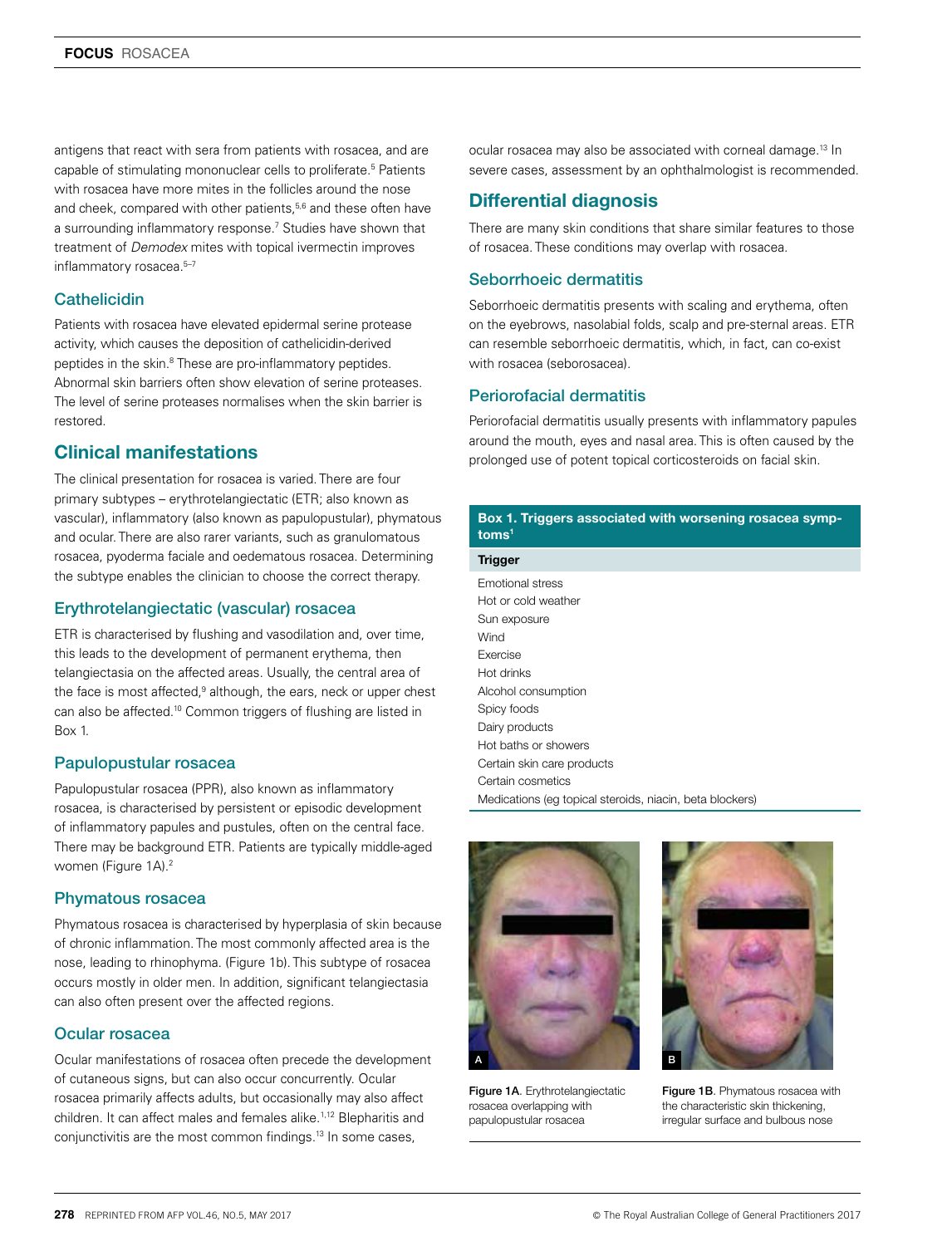antigens that react with sera from patients with rosacea, and are capable of stimulating mononuclear cells to proliferate.[5] Patients with rosacea have more mites in the follicles around the nose and cheek, compared with other patients,[5,6] and these often have a surrounding inflammatory response.[7] Studies have shown that treatment of *Demodex* mites with topical ivermectin improves inflammatory rosacea.[5–7]

### Cathelicidin

Patients with rosacea have elevated epidermal serine protease activity, which causes the deposition of cathelicidin-derived peptides in the skin.[8] These are pro-inflammatory peptides. Abnormal skin barriers often show elevation of serine proteases. The level of serine proteases normalises when the skin barrier is restored.

## Clinical manifestations

The clinical presentation for rosacea is varied. There are four primary subtypes – erythrotelangiectatic (ETR; also known as vascular), inflammatory (also known as papulopustular), phymatous and ocular. There are also rarer variants, such as granulomatous rosacea, pyoderma faciale and oedematous rosacea. Determining the subtype enables the clinician to choose the correct therapy.

### Erythrotelangiectatic (vascular) rosacea

ETR is characterised by flushing and vasodilation and, over time, this leads to the development of permanent erythema, then telangiectasia on the affected areas. Usually, the central area of the face is most affected,[9] although, the ears, neck or upper chest can also be affected.[10] Common triggers of flushing are listed in Box 1.

### Papulopustular rosacea

Papulopustular rosacea (PPR), also known as inflammatory rosacea, is characterised by persistent or episodic development of inflammatory papules and pustules, often on the central face. There may be background ETR. Patients are typically middle-aged women (Figure 1A).[2]

### Phymatous rosacea

Phymatous rosacea is characterised by hyperplasia of skin because of chronic inflammation. The most commonly affected area is the nose, leading to rhinophyma. (Figure 1b). This subtype of rosacea occurs mostly in older men. In addition, significant telangiectasia can also often present over the affected regions.

### Ocular rosacea

Ocular manifestations of rosacea often precede the development of cutaneous signs, but can also occur concurrently. Ocular rosacea primarily affects adults, but occasionally may also affect children. It can affect males and females alike.[1,12] Blepharitis and conjunctivitis are the most common findings.[13] In some cases, ocular rosacea may also be associated with corneal damage.[13] In severe cases, assessment by an ophthalmologist is recommended.

## Differential diagnosis

There are many skin conditions that share similar features to those of rosacea. These conditions may overlap with rosacea.

### Seborrhoeic dermatitis

Seborrhoeic dermatitis presents with scaling and erythema, often on the eyebrows, nasolabial folds, scalp and pre-sternal areas. ETR can resemble seborrhoeic dermatitis, which, in fact, can co-exist with rosacea (seborosacea).

### Periorofacial dermatitis

Periorofacial dermatitis usually presents with inflammatory papules around the mouth, eyes and nasal area. This is often caused by the prolonged use of potent topical corticosteroids on facial skin.

**Box 1. Triggers associated with worsening rosacea symptoms[1]**

| Trigger |
|---|
| Emotional stress |
| Hot or cold weather |
| Sun exposure |
| Wind |
| Exercise |
| Hot drinks |
| Alcohol consumption |
| Spicy foods |
| Dairy products |
| Hot baths or showers |
| Certain skin care products |
| Certain cosmetics |
| Medications (eg topical steroids, niacin, beta blockers) |

**Figure 1A**. Erythrotelangiectatic rosacea overlapping with papulopustular rosacea

**Figure 1B**. Phymatous rosacea with the characteristic skin thickening, irregular surface and bulbous nose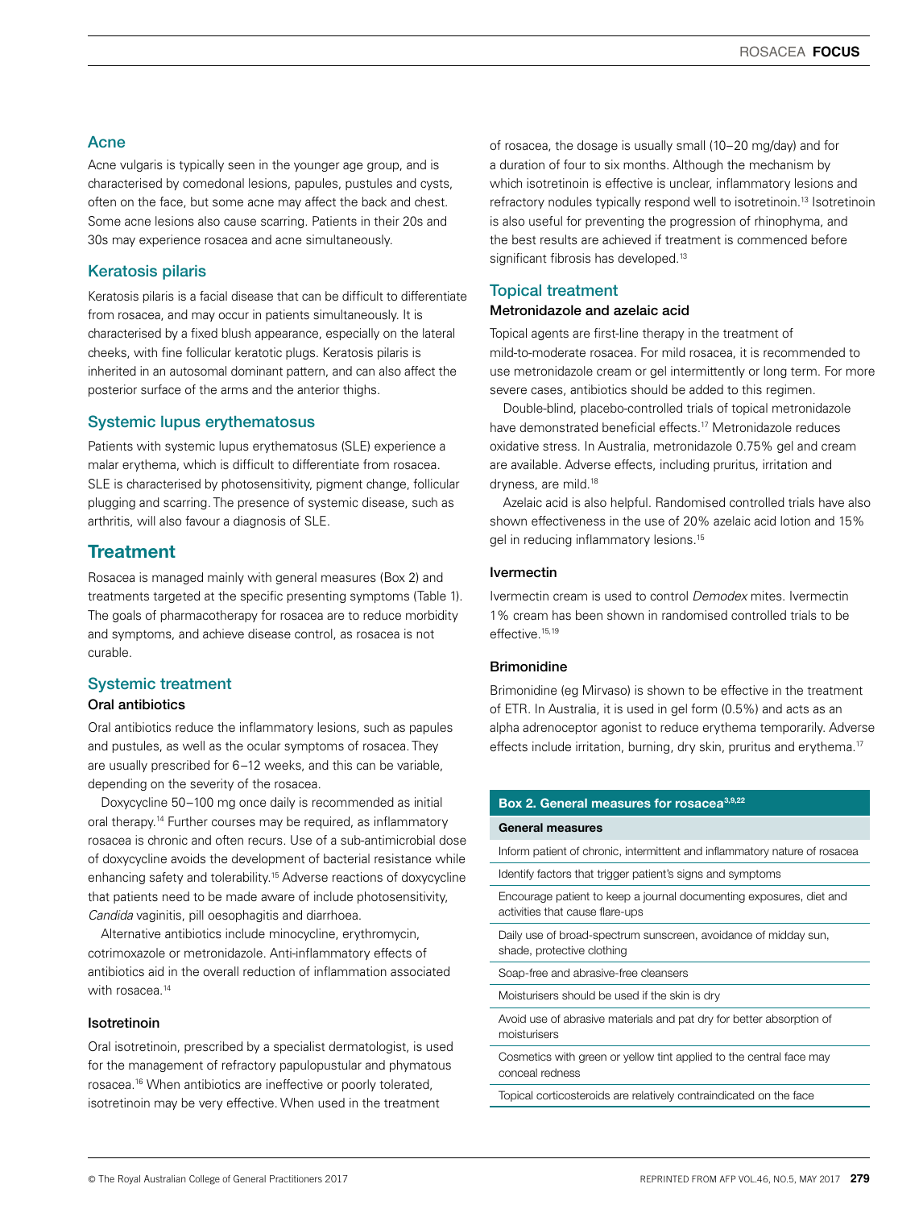### Acne

Acne vulgaris is typically seen in the younger age group, and is characterised by comedonal lesions, papules, pustules and cysts, often on the face, but some acne may affect the back and chest. Some acne lesions also cause scarring. Patients in their 20s and 30s may experience rosacea and acne simultaneously.

### Keratosis pilaris

Keratosis pilaris is a facial disease that can be difficult to differentiate from rosacea, and may occur in patients simultaneously. It is characterised by a fixed blush appearance, especially on the lateral cheeks, with fine follicular keratotic plugs. Keratosis pilaris is inherited in an autosomal dominant pattern, and can also affect the posterior surface of the arms and the anterior thighs.

### Systemic lupus erythematosus

Patients with systemic lupus erythematosus (SLE) experience a malar erythema, which is difficult to differentiate from rosacea. SLE is characterised by photosensitivity, pigment change, follicular plugging and scarring. The presence of systemic disease, such as arthritis, will also favour a diagnosis of SLE.

## Treatment

Rosacea is managed mainly with general measures (Box 2) and treatments targeted at the specific presenting symptoms (Table 1). The goals of pharmacotherapy for rosacea are to reduce morbidity and symptoms, and achieve disease control, as rosacea is not curable.

### Systemic treatment

#### Oral antibiotics

Oral antibiotics reduce the inflammatory lesions, such as papules and pustules, as well as the ocular symptoms of rosacea. They are usually prescribed for 6–12 weeks, and this can be variable, depending on the severity of the rosacea.

Doxycycline 50–100 mg once daily is recommended as initial oral therapy.[14] Further courses may be required, as inflammatory rosacea is chronic and often recurs. Use of a sub-antimicrobial dose of doxycycline avoids the development of bacterial resistance while enhancing safety and tolerability.[15] Adverse reactions of doxycycline that patients need to be made aware of include photosensitivity, *Candida* vaginitis, pill oesophagitis and diarrhoea.

Alternative antibiotics include minocycline, erythromycin, cotrimoxazole or metronidazole. Anti-inflammatory effects of antibiotics aid in the overall reduction of inflammation associated with rosacea.[14]

#### Isotretinoin

Oral isotretinoin, prescribed by a specialist dermatologist, is used for the management of refractory papulopustular and phymatous rosacea.[16] When antibiotics are ineffective or poorly tolerated, isotretinoin may be very effective. When used in the treatment of rosacea, the dosage is usually small (10–20 mg/day) and for a duration of four to six months. Although the mechanism by which isotretinoin is effective is unclear, inflammatory lesions and refractory nodules typically respond well to isotretinoin.[13] Isotretinoin is also useful for preventing the progression of rhinophyma, and the best results are achieved if treatment is commenced before significant fibrosis has developed.[13]

### Topical treatment

#### Metronidazole and azelaic acid

Topical agents are first-line therapy in the treatment of mild-to-moderate rosacea. For mild rosacea, it is recommended to use metronidazole cream or gel intermittently or long term. For more severe cases, antibiotics should be added to this regimen.

Double-blind, placebo-controlled trials of topical metronidazole have demonstrated beneficial effects.[17] Metronidazole reduces oxidative stress. In Australia, metronidazole 0.75% gel and cream are available. Adverse effects, including pruritus, irritation and dryness, are mild.[18]

Azelaic acid is also helpful. Randomised controlled trials have also shown effectiveness in the use of 20% azelaic acid lotion and 15% gel in reducing inflammatory lesions.[15]

#### Ivermectin

Ivermectin cream is used to control *Demodex* mites. Ivermectin 1% cream has been shown in randomised controlled trials to be effective.[15,19]

#### Brimonidine

Brimonidine (eg Mirvaso) is shown to be effective in the treatment of ETR. In Australia, it is used in gel form (0.5%) and acts as an alpha adrenoceptor agonist to reduce erythema temporarily. Adverse effects include irritation, burning, dry skin, pruritus and erythema.[17]

**Box 2. General measures for rosacea[3,9,22]**

| General measures |
|---|
| Inform patient of chronic, intermittent and inflammatory nature of rosacea |
| Identify factors that trigger patient's signs and symptoms |
| Encourage patient to keep a journal documenting exposures, diet and activities that cause flare-ups |
| Daily use of broad-spectrum sunscreen, avoidance of midday sun, shade, protective clothing |
| Soap-free and abrasive-free cleansers |
| Moisturisers should be used if the skin is dry |
| Avoid use of abrasive materials and pat dry for better absorption of moisturisers |
| Cosmetics with green or yellow tint applied to the central face may conceal redness |
| Topical corticosteroids are relatively contraindicated on the face |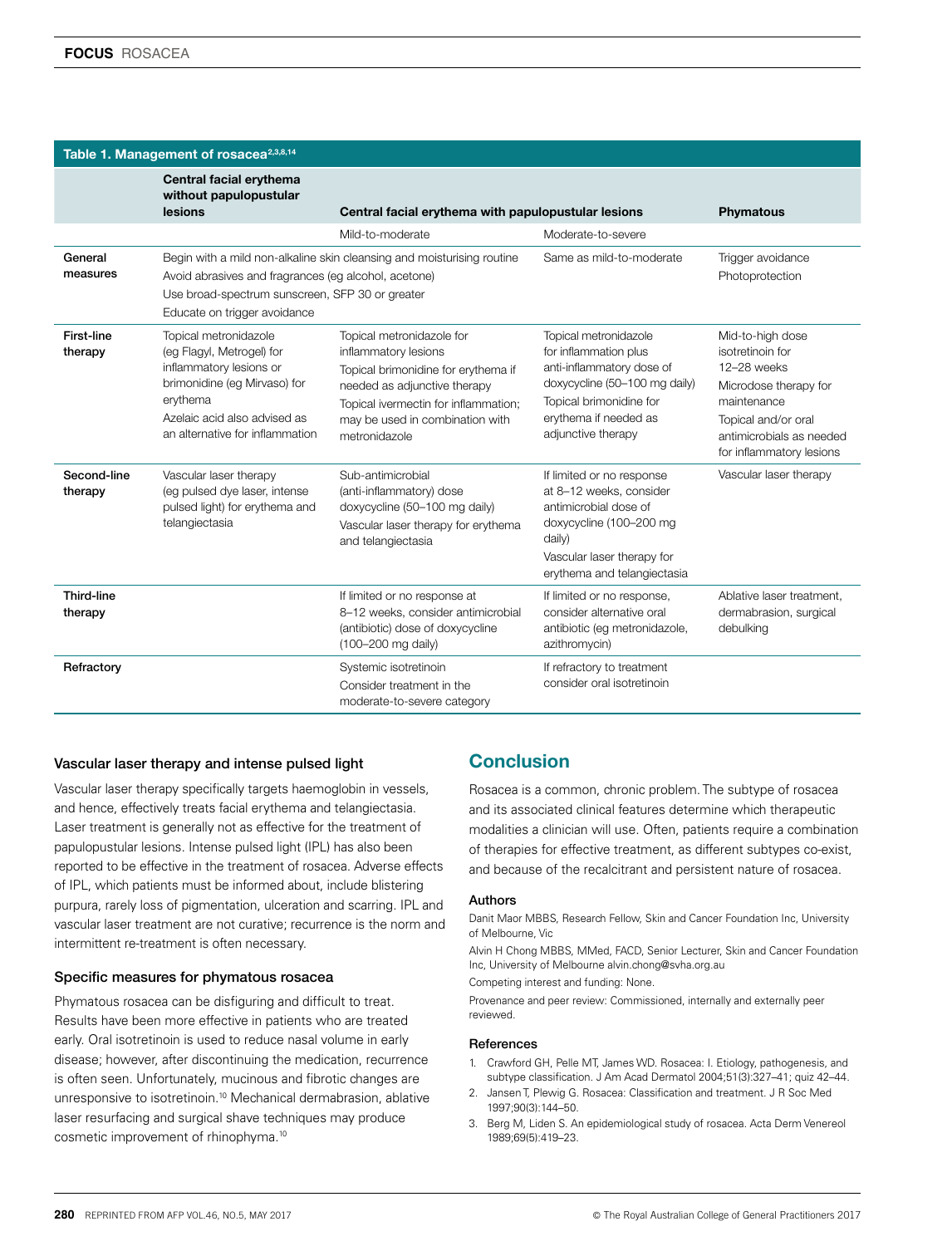**Table 1. Management of rosacea[2,3,8,14]**

| | Central facial erythema without papulopustular lesions | Central facial erythema with papulopustular lesions | | Phymatous |
|---|---|---|---|---|
| | | Mild-to-moderate | Moderate-to-severe | |
| General measures | Begin with a mild non-alkaline skin cleansing and moisturising routine<br>Avoid abrasives and fragrances (eg alcohol, acetone)<br>Use broad-spectrum sunscreen, SFP 30 or greater<br>Educate on trigger avoidance | | Same as mild-to-moderate | Trigger avoidance<br>Photoprotection |
| First-line therapy | Topical metronidazole (eg Flagyl, Metrogel) for inflammatory lesions or brimonidine (eg Mirvaso) for erythema<br>Azelaic acid also advised as an alternative for inflammation | Topical metronidazole for inflammatory lesions<br>Topical brimonidine for erythema if needed as adjunctive therapy<br>Topical ivermectin for inflammation; may be used in combination with metronidazole | Topical metronidazole for inflammation plus anti-inflammatory dose of doxycycline (50–100 mg daily)<br>Topical brimonidine for erythema if needed as adjunctive therapy | Mid-to-high dose isotretinoin for 12–28 weeks<br>Microdose therapy for maintenance<br>Topical and/or oral antimicrobials as needed for inflammatory lesions |
| Second-line therapy | Vascular laser therapy (eg pulsed dye laser, intense pulsed light) for erythema and telangiectasia | Sub-antimicrobial (anti-inflammatory) dose doxycycline (50–100 mg daily)<br>Vascular laser therapy for erythema and telangiectasia | If limited or no response at 8–12 weeks, consider antimicrobial dose of doxycycline (100–200 mg daily)<br>Vascular laser therapy for erythema and telangiectasia | Vascular laser therapy |
| Third-line therapy | | If limited or no response at 8–12 weeks, consider antimicrobial (antibiotic) dose of doxycycline (100–200 mg daily) | If limited or no response, consider alternative oral antibiotic (eg metronidazole, azithromycin) | Ablative laser treatment, dermabrasion, surgical debulking |
| Refractory | | Systemic isotretinoin<br>Consider treatment in the moderate-to-severe category | If refractory to treatment consider oral isotretinoin | |

### Vascular laser therapy and intense pulsed light

Vascular laser therapy specifically targets haemoglobin in vessels, and hence, effectively treats facial erythema and telangiectasia. Laser treatment is generally not as effective for the treatment of papulopustular lesions. Intense pulsed light (IPL) has also been reported to be effective in the treatment of rosacea. Adverse effects of IPL, which patients must be informed about, include blistering purpura, rarely loss of pigmentation, ulceration and scarring. IPL and vascular laser treatment are not curative; recurrence is the norm and intermittent re-treatment is often necessary.

### Specific measures for phymatous rosacea

Phymatous rosacea can be disfiguring and difficult to treat. Results have been more effective in patients who are treated early. Oral isotretinoin is used to reduce nasal volume in early disease; however, after discontinuing the medication, recurrence is often seen. Unfortunately, mucinous and fibrotic changes are unresponsive to isotretinoin.[10] Mechanical dermabrasion, ablative laser resurfacing and surgical shave techniques may produce cosmetic improvement of rhinophyma.[10]

## Conclusion

Rosacea is a common, chronic problem. The subtype of rosacea and its associated clinical features determine which therapeutic modalities a clinician will use. Often, patients require a combination of therapies for effective treatment, as different subtypes co-exist, and because of the recalcitrant and persistent nature of rosacea.

### Authors

Danit Maor MBBS, Research Fellow, Skin and Cancer Foundation Inc, University of Melbourne, Vic

Alvin H Chong MBBS, MMed, FACD, Senior Lecturer, Skin and Cancer Foundation Inc, University of Melbourne alvin.chong@svha.org.au

Competing interest and funding: None.

Provenance and peer review: Commissioned, internally and externally peer reviewed.

### References

1. Crawford GH, Pelle MT, James WD. Rosacea: I. Etiology, pathogenesis, and subtype classification. J Am Acad Dermatol 2004;51(3):327–41; quiz 42–44.
2. Jansen T, Plewig G. Rosacea: Classification and treatment. J R Soc Med 1997;90(3):144–50.
3. Berg M, Liden S. An epidemiological study of rosacea. Acta Derm Venereol 1989;69(5):419–23.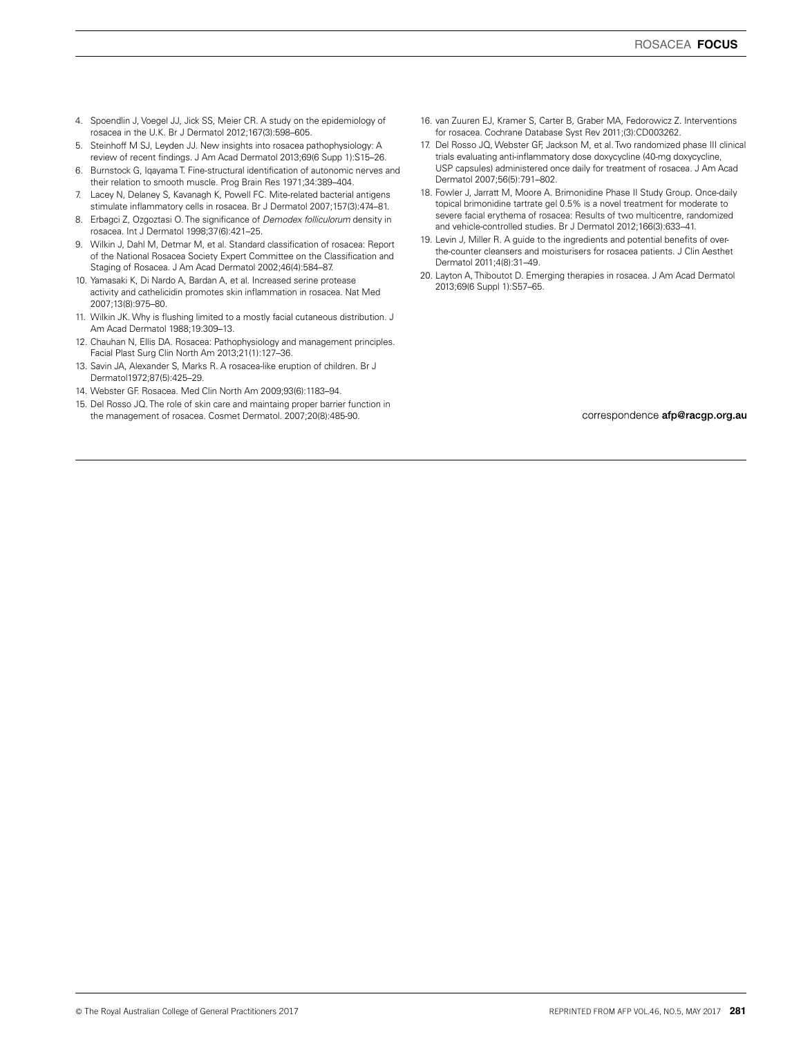4. Spoendlin J, Voegel JJ, Jick SS, Meier CR. A study on the epidemiology of rosacea in the U.K. Br J Dermatol 2012;167(3):598–605.
5. Steinhoff M SJ, Leyden JJ. New insights into rosacea pathophysiology: A review of recent findings. J Am Acad Dermatol 2013;69(6 Supp 1):S15–26.
6. Burnstock G, Iqayama T. Fine-structural identification of autonomic nerves and their relation to smooth muscle. Prog Brain Res 1971;34:389–404.
7. Lacey N, Delaney S, Kavanagh K, Powell FC. Mite-related bacterial antigens stimulate inflammatory cells in rosacea. Br J Dermatol 2007;157(3):474–81.
8. Erbagci Z, Ozgoztasi O. The significance of *Demodex folliculorum* density in rosacea. Int J Dermatol 1998;37(6):421–25.
9. Wilkin J, Dahl M, Detmar M, et al. Standard classification of rosacea: Report of the National Rosacea Society Expert Committee on the Classification and Staging of Rosacea. J Am Acad Dermatol 2002;46(4):584–87.
10. Yamasaki K, Di Nardo A, Bardan A, et al. Increased serine protease activity and cathelicidin promotes skin inflammation in rosacea. Nat Med 2007;13(8):975–80.
11. Wilkin JK. Why is flushing limited to a mostly facial cutaneous distribution. J Am Acad Dermatol 1988;19:309–13.
12. Chauhan N, Ellis DA. Rosacea: Pathophysiology and management principles. Facial Plast Surg Clin North Am 2013;21(1):127–36.
13. Savin JA, Alexander S, Marks R. A rosacea-like eruption of children. Br J Dermatol1972;87(5):425–29.
14. Webster GF. Rosacea. Med Clin North Am 2009;93(6):1183–94.
15. Del Rosso JQ. The role of skin care and maintaing proper barrier function in the management of rosacea. Cosmet Dermatol. 2007;20(8):485-90.
16. van Zuuren EJ, Kramer S, Carter B, Graber MA, Fedorowicz Z. Interventions for rosacea. Cochrane Database Syst Rev 2011;(3):CD003262.
17. Del Rosso JQ, Webster GF, Jackson M, et al. Two randomized phase III clinical trials evaluating anti-inflammatory dose doxycycline (40-mg doxycycline, USP capsules) administered once daily for treatment of rosacea. J Am Acad Dermatol 2007;56(5):791–802.
18. Fowler J, Jarratt M, Moore A. Brimonidine Phase II Study Group. Once-daily topical brimonidine tartrate gel 0.5% is a novel treatment for moderate to severe facial erythema of rosacea: Results of two multicentre, randomized and vehicle-controlled studies. Br J Dermatol 2012;166(3):633–41.
19. Levin J, Miller R. A guide to the ingredients and potential benefits of over-the-counter cleansers and moisturisers for rosacea patients. J Clin Aesthet Dermatol 2011;4(8):31–49.
20. Layton A, Thiboutot D. Emerging therapies in rosacea. J Am Acad Dermatol 2013;69(6 Suppl 1):S57–65.

correspondence **afp@racgp.org.au**